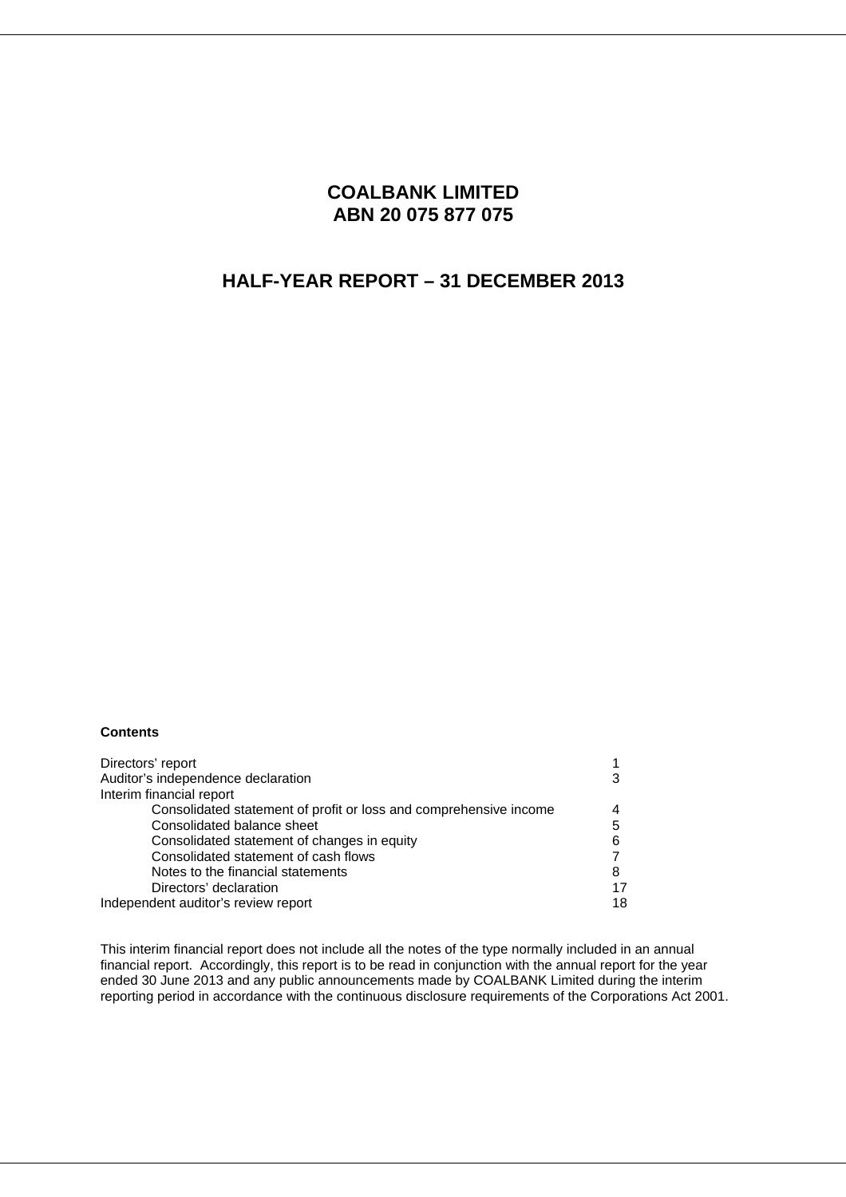# COALBANK LIMITED
# ABN 20 075 877 075

## HALF-YEAR REPORT – 31 DECEMBER 2013

**Contents**

| | |
|---|---|
| Directors' report | 1 |
| Auditor's independence declaration | 3 |
| Interim financial report | |
| Consolidated statement of profit or loss and comprehensive income | 4 |
| Consolidated balance sheet | 5 |
| Consolidated statement of changes in equity | 6 |
| Consolidated statement of cash flows | 7 |
| Notes to the financial statements | 8 |
| Directors' declaration | 17 |
| Independent auditor's review report | 18 |

This interim financial report does not include all the notes of the type normally included in an annual financial report. Accordingly, this report is to be read in conjunction with the annual report for the year ended 30 June 2013 and any public announcements made by COALBANK Limited during the interim reporting period in accordance with the continuous disclosure requirements of the Corporations Act 2001.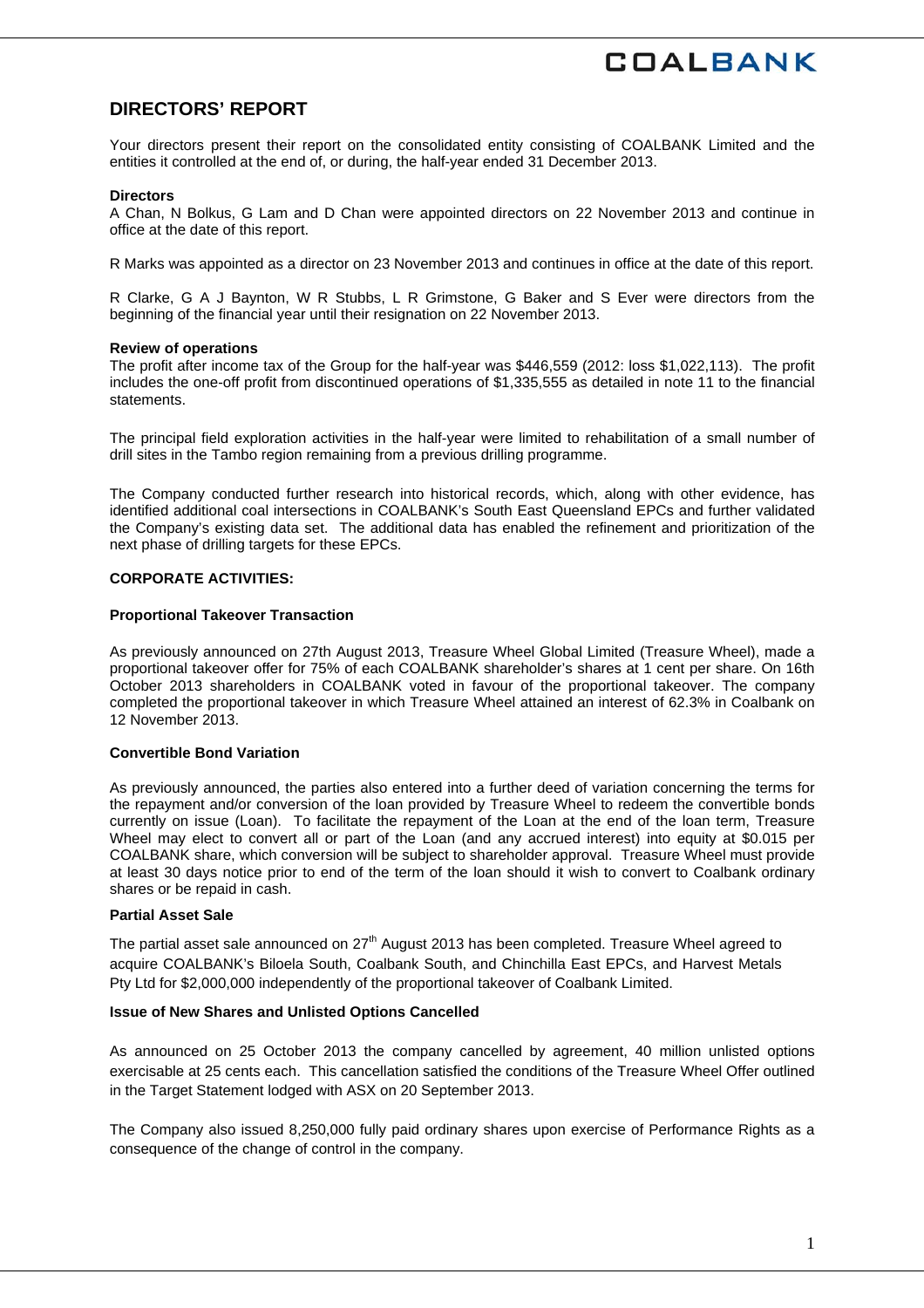## DIRECTORS' REPORT

Your directors present their report on the consolidated entity consisting of COALBANK Limited and the entities it controlled at the end of, or during, the half-year ended 31 December 2013.

**Directors**
A Chan, N Bolkus, G Lam and D Chan were appointed directors on 22 November 2013 and continue in office at the date of this report.

R Marks was appointed as a director on 23 November 2013 and continues in office at the date of this report.

R Clarke, G A J Baynton, W R Stubbs, L R Grimstone, G Baker and S Ever were directors from the beginning of the financial year until their resignation on 22 November 2013.

**Review of operations**
The profit after income tax of the Group for the half-year was $446,559 (2012: loss $1,022,113). The profit includes the one-off profit from discontinued operations of $1,335,555 as detailed in note 11 to the financial statements.

The principal field exploration activities in the half-year were limited to rehabilitation of a small number of drill sites in the Tambo region remaining from a previous drilling programme.

The Company conducted further research into historical records, which, along with other evidence, has identified additional coal intersections in COALBANK's South East Queensland EPCs and further validated the Company's existing data set. The additional data has enabled the refinement and prioritization of the next phase of drilling targets for these EPCs.

**CORPORATE ACTIVITIES:**

**Proportional Takeover Transaction**

As previously announced on 27th August 2013, Treasure Wheel Global Limited (Treasure Wheel), made a proportional takeover offer for 75% of each COALBANK shareholder's shares at 1 cent per share. On 16th October 2013 shareholders in COALBANK voted in favour of the proportional takeover. The company completed the proportional takeover in which Treasure Wheel attained an interest of 62.3% in Coalbank on 12 November 2013.

**Convertible Bond Variation**

As previously announced, the parties also entered into a further deed of variation concerning the terms for the repayment and/or conversion of the loan provided by Treasure Wheel to redeem the convertible bonds currently on issue (Loan). To facilitate the repayment of the Loan at the end of the loan term, Treasure Wheel may elect to convert all or part of the Loan (and any accrued interest) into equity at $0.015 per COALBANK share, which conversion will be subject to shareholder approval. Treasure Wheel must provide at least 30 days notice prior to end of the term of the loan should it wish to convert to Coalbank ordinary shares or be repaid in cash.

**Partial Asset Sale**

The partial asset sale announced on 27th August 2013 has been completed. Treasure Wheel agreed to acquire COALBANK's Biloela South, Coalbank South, and Chinchilla East EPCs, and Harvest Metals Pty Ltd for $2,000,000 independently of the proportional takeover of Coalbank Limited.

**Issue of New Shares and Unlisted Options Cancelled**

As announced on 25 October 2013 the company cancelled by agreement, 40 million unlisted options exercisable at 25 cents each. This cancellation satisfied the conditions of the Treasure Wheel Offer outlined in the Target Statement lodged with ASX on 20 September 2013.

The Company also issued 8,250,000 fully paid ordinary shares upon exercise of Performance Rights as a consequence of the change of control in the company.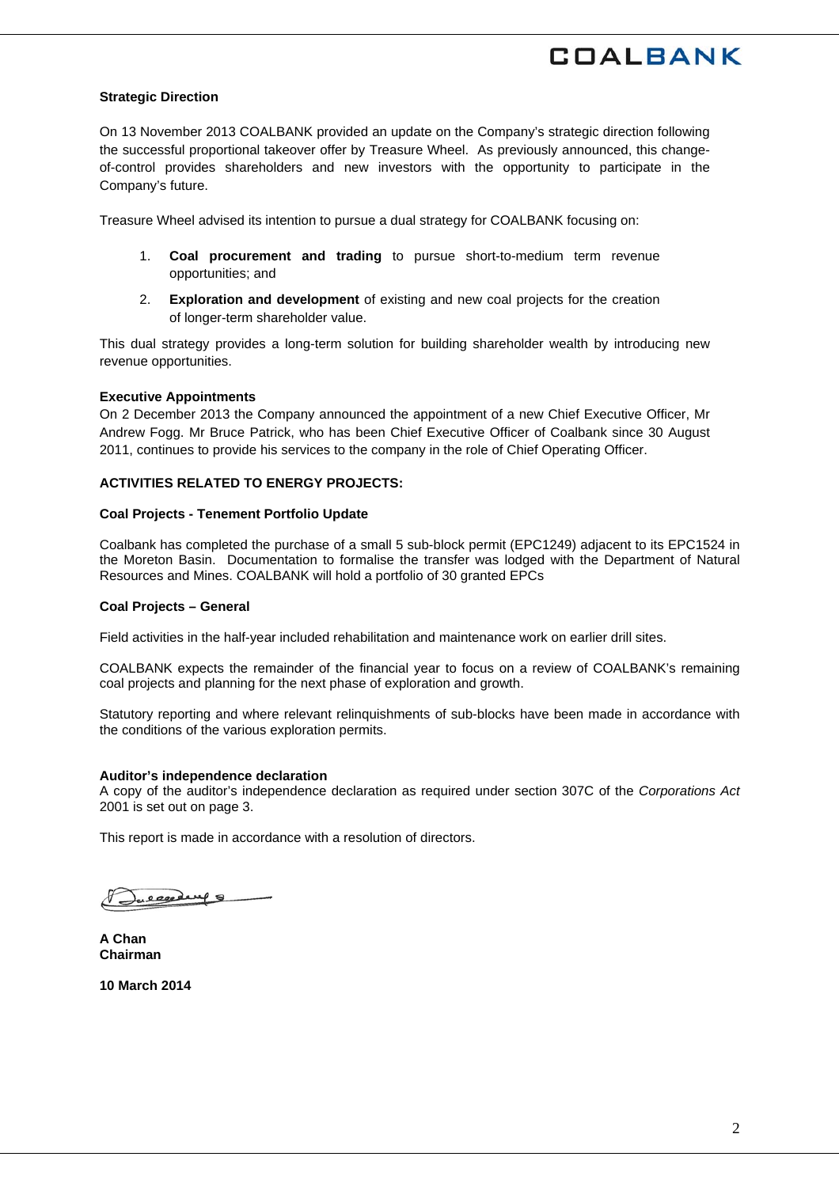**Strategic Direction**

On 13 November 2013 COALBANK provided an update on the Company's strategic direction following the successful proportional takeover offer by Treasure Wheel. As previously announced, this change-of-control provides shareholders and new investors with the opportunity to participate in the Company's future.

Treasure Wheel advised its intention to pursue a dual strategy for COALBANK focusing on:

1. **Coal procurement and trading** to pursue short-to-medium term revenue opportunities; and
2. **Exploration and development** of existing and new coal projects for the creation of longer-term shareholder value.

This dual strategy provides a long-term solution for building shareholder wealth by introducing new revenue opportunities.

**Executive Appointments**

On 2 December 2013 the Company announced the appointment of a new Chief Executive Officer, Mr Andrew Fogg. Mr Bruce Patrick, who has been Chief Executive Officer of Coalbank since 30 August 2011, continues to provide his services to the company in the role of Chief Operating Officer.

**ACTIVITIES RELATED TO ENERGY PROJECTS:**

**Coal Projects - Tenement Portfolio Update**

Coalbank has completed the purchase of a small 5 sub-block permit (EPC1249) adjacent to its EPC1524 in the Moreton Basin. Documentation to formalise the transfer was lodged with the Department of Natural Resources and Mines. COALBANK will hold a portfolio of 30 granted EPCs

**Coal Projects – General**

Field activities in the half-year included rehabilitation and maintenance work on earlier drill sites.

COALBANK expects the remainder of the financial year to focus on a review of COALBANK's remaining coal projects and planning for the next phase of exploration and growth.

Statutory reporting and where relevant relinquishments of sub-blocks have been made in accordance with the conditions of the various exploration permits.

**Auditor's independence declaration**

A copy of the auditor's independence declaration as required under section 307C of the *Corporations Act* 2001 is set out on page 3.

This report is made in accordance with a resolution of directors.

**A Chan**
**Chairman**

**10 March 2014**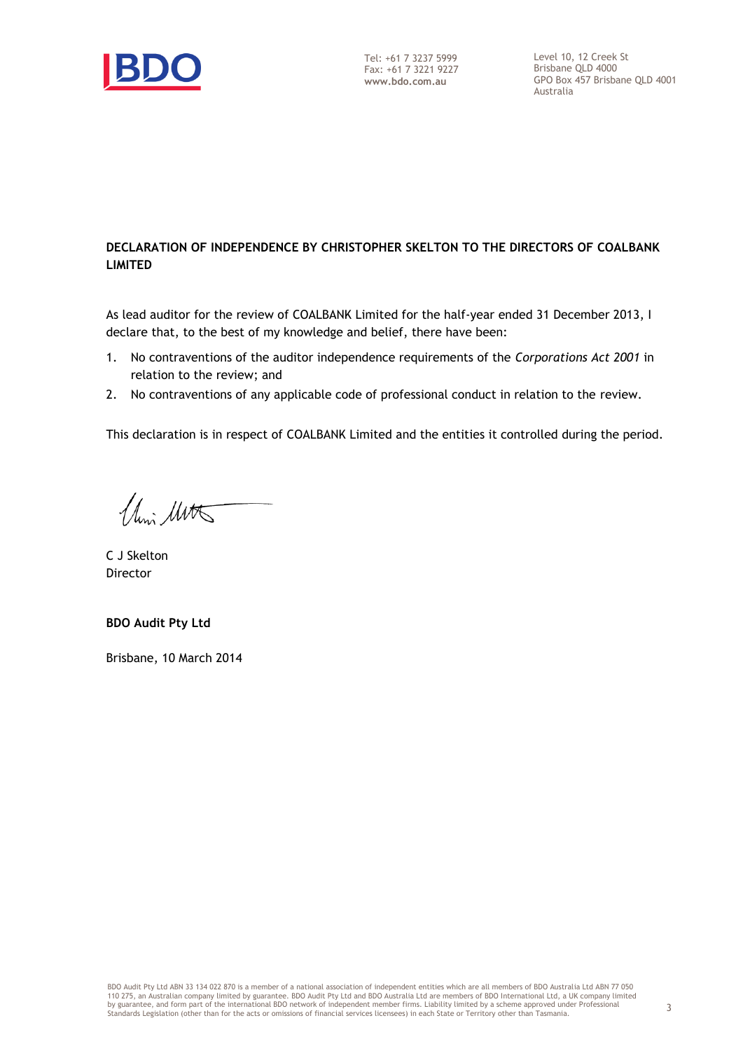Tel: +61 7 3237 5999
Fax: +61 7 3221 9227
**www.bdo.com.au**

Level 10, 12 Creek St
Brisbane QLD 4000
GPO Box 457 Brisbane QLD 4001
Australia

**DECLARATION OF INDEPENDENCE BY CHRISTOPHER SKELTON TO THE DIRECTORS OF COALBANK LIMITED**

As lead auditor for the review of COALBANK Limited for the half-year ended 31 December 2013, I declare that, to the best of my knowledge and belief, there have been:

1. No contraventions of the auditor independence requirements of the *Corporations Act 2001* in relation to the review; and
2. No contraventions of any applicable code of professional conduct in relation to the review.

This declaration is in respect of COALBANK Limited and the entities it controlled during the period.

C J Skelton
Director

**BDO Audit Pty Ltd**

Brisbane, 10 March 2014

BDO Audit Pty Ltd ABN 33 134 022 870 is a member of a national association of independent entities which are all members of BDO Australia Ltd ABN 77 050 110 275, an Australian company limited by guarantee. BDO Audit Pty Ltd and BDO Australia Ltd are members of BDO International Ltd, a UK company limited by guarantee, and form part of the international BDO network of independent member firms. Liability limited by a scheme approved under Professional Standards Legislation (other than for the acts or omissions of financial services licensees) in each State or Territory other than Tasmania.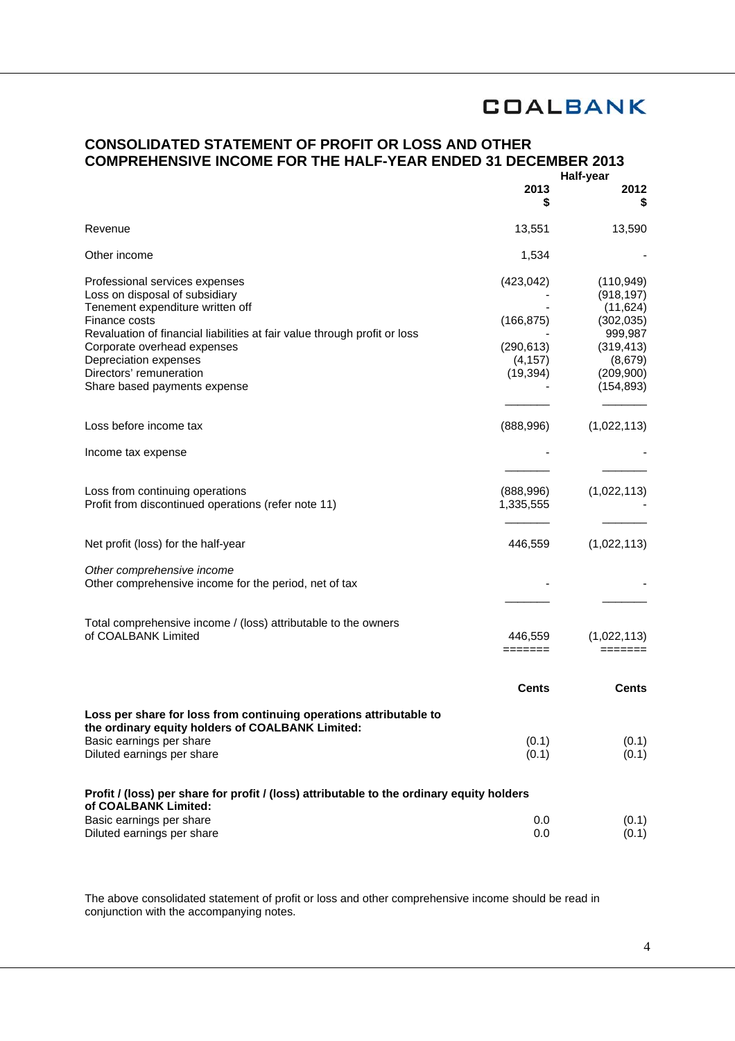COALBANK

## CONSOLIDATED STATEMENT OF PROFIT OR LOSS AND OTHER COMPREHENSIVE INCOME FOR THE HALF-YEAR ENDED 31 DECEMBER 2013

| | Half-year | |
|---|---|---|
| | **2013** **$** | **2012** **$** |
| Revenue | 13,551 | 13,590 |
| Other income | 1,534 | - |
| Professional services expenses | (423,042) | (110,949) |
| Loss on disposal of subsidiary | - | (918,197) |
| Tenement expenditure written off | - | (11,624) |
| Finance costs | (166,875) | (302,035) |
| Revaluation of financial liabilities at fair value through profit or loss | - | 999,987 |
| Corporate overhead expenses | (290,613) | (319,413) |
| Depreciation expenses | (4,157) | (8,679) |
| Directors' remuneration | (19,394) | (209,900) |
| Share based payments expense | - | (154,893) |
| Loss before income tax | (888,996) | (1,022,113) |
| Income tax expense | - | - |
| Loss from continuing operations | (888,996) | (1,022,113) |
| Profit from discontinued operations (refer note 11) | 1,335,555 | - |
| Net profit (loss) for the half-year | 446,559 | (1,022,113) |
| *Other comprehensive income* | | |
| Other comprehensive income for the period, net of tax | - | - |
| Total comprehensive income / (loss) attributable to the owners of COALBANK Limited | 446,559 | (1,022,113) |
| | **Cents** | **Cents** |
| **Loss per share for loss from continuing operations attributable to the ordinary equity holders of COALBANK Limited:** | | |
| Basic earnings per share | (0.1) | (0.1) |
| Diluted earnings per share | (0.1) | (0.1) |
| **Profit / (loss) per share for profit / (loss) attributable to the ordinary equity holders of COALBANK Limited:** | | |
| Basic earnings per share | 0.0 | (0.1) |
| Diluted earnings per share | 0.0 | (0.1) |

The above consolidated statement of profit or loss and other comprehensive income should be read in conjunction with the accompanying notes.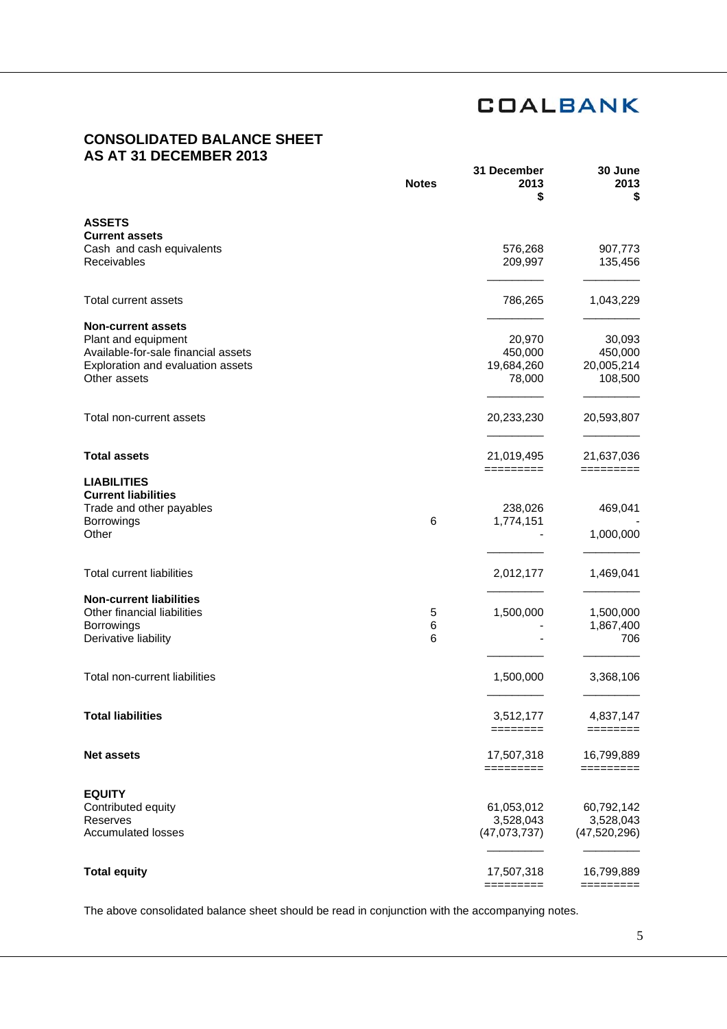COALBANK

# CONSOLIDATED BALANCE SHEET
## AS AT 31 DECEMBER 2013

| | Notes | 31 December 2013 $ | 30 June 2013 $ |
|---|---|---|---|
| **ASSETS** | | | |
| **Current assets** | | | |
| Cash and cash equivalents | | 576,268 | 907,773 |
| Receivables | | 209,997 | 135,456 |
| Total current assets | | 786,265 | 1,043,229 |
| **Non-current assets** | | | |
| Plant and equipment | | 20,970 | 30,093 |
| Available-for-sale financial assets | | 450,000 | 450,000 |
| Exploration and evaluation assets | | 19,684,260 | 20,005,214 |
| Other assets | | 78,000 | 108,500 |
| Total non-current assets | | 20,233,230 | 20,593,807 |
| **Total assets** | | 21,019,495 | 21,637,036 |
| **LIABILITIES** | | | |
| **Current liabilities** | | | |
| Trade and other payables | | 238,026 | 469,041 |
| Borrowings | 6 | 1,774,151 | - |
| Other | | - | 1,000,000 |
| Total current liabilities | | 2,012,177 | 1,469,041 |
| **Non-current liabilities** | | | |
| Other financial liabilities | 5 | 1,500,000 | 1,500,000 |
| Borrowings | 6 | - | 1,867,400 |
| Derivative liability | 6 | - | 706 |
| Total non-current liabilities | | 1,500,000 | 3,368,106 |
| **Total liabilities** | | 3,512,177 | 4,837,147 |
| **Net assets** | | 17,507,318 | 16,799,889 |
| **EQUITY** | | | |
| Contributed equity | | 61,053,012 | 60,792,142 |
| Reserves | | 3,528,043 | 3,528,043 |
| Accumulated losses | | (47,073,737) | (47,520,296) |
| **Total equity** | | 17,507,318 | 16,799,889 |

The above consolidated balance sheet should be read in conjunction with the accompanying notes.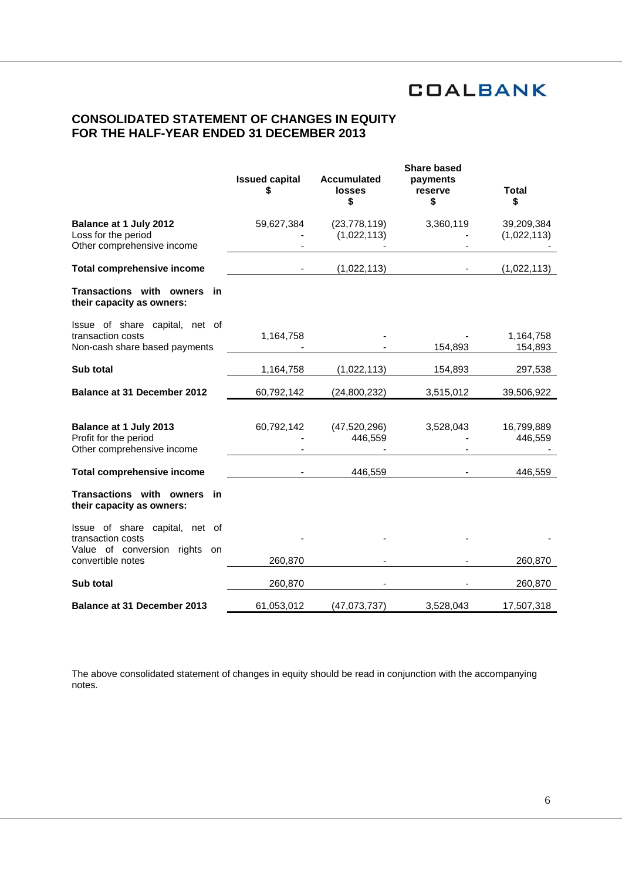# CONSOLIDATED STATEMENT OF CHANGES IN EQUITY FOR THE HALF-YEAR ENDED 31 DECEMBER 2013

| | Issued capital $ | Accumulated losses $ | Share based payments reserve $ | Total $ |
|---|---|---|---|---|
| **Balance at 1 July 2012** | 59,627,384 | (23,778,119) | 3,360,119 | 39,209,384 |
| Loss for the period | - | (1,022,113) | - | (1,022,113) |
| Other comprehensive income | - | - | - | - |
| **Total comprehensive income** | - | (1,022,113) | - | (1,022,113) |
| **Transactions with owners in their capacity as owners:** | | | | |
| Issue of share capital, net of transaction costs | 1,164,758 | - | - | 1,164,758 |
| Non-cash share based payments | - | - | 154,893 | 154,893 |
| **Sub total** | 1,164,758 | (1,022,113) | 154,893 | 297,538 |
| **Balance at 31 December 2012** | 60,792,142 | (24,800,232) | 3,515,012 | 39,506,922 |
| | | | | |
| **Balance at 1 July 2013** | 60,792,142 | (47,520,296) | 3,528,043 | 16,799,889 |
| Profit for the period | - | 446,559 | - | 446,559 |
| Other comprehensive income | - | - | - | - |
| **Total comprehensive income** | - | 446,559 | - | 446,559 |
| **Transactions with owners in their capacity as owners:** | | | | |
| Issue of share capital, net of transaction costs | - | - | - | - |
| Value of conversion rights on convertible notes | 260,870 | - | - | 260,870 |
| **Sub total** | 260,870 | - | - | 260,870 |
| **Balance at 31 December 2013** | 61,053,012 | (47,073,737) | 3,528,043 | 17,507,318 |

The above consolidated statement of changes in equity should be read in conjunction with the accompanying notes.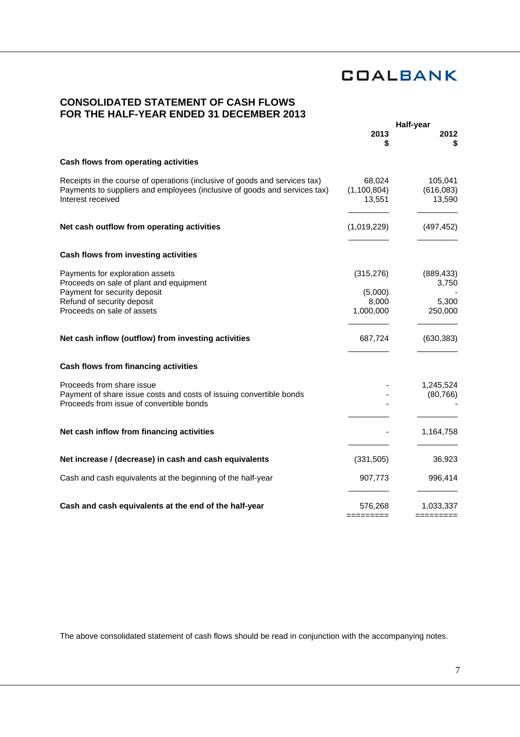COALBANK

## CONSOLIDATED STATEMENT OF CASH FLOWS FOR THE HALF-YEAR ENDED 31 DECEMBER 2013

| | Half-year 2013 $ | Half-year 2012 $ |
|---|---|---|
| **Cash flows from operating activities** | | |
| Receipts in the course of operations (inclusive of goods and services tax) | 68,024 | 105,041 |
| Payments to suppliers and employees (inclusive of goods and services tax) | (1,100,804) | (616,083) |
| Interest received | 13,551 | 13,590 |
| **Net cash outflow from operating activities** | (1,019,229) | (497,452) |
| **Cash flows from investing activities** | | |
| Payments for exploration assets | (315,276) | (889,433) |
| Proceeds on sale of plant and equipment | | 3,750 |
| Payment for security deposit | (5,000) | - |
| Refund of security deposit | 8,000 | 5,300 |
| Proceeds on sale of assets | 1,000,000 | 250,000 |
| **Net cash inflow (outflow) from investing activities** | 687,724 | (630,383) |
| **Cash flows from financing activities** | | |
| Proceeds from share issue | - | 1,245,524 |
| Payment of share issue costs and costs of issuing convertible bonds | - | (80,766) |
| Proceeds from issue of convertible bonds | - | - |
| **Net cash inflow from financing activities** | - | 1,164,758 |
| **Net increase / (decrease) in cash and cash equivalents** | (331,505) | 36,923 |
| Cash and cash equivalents at the beginning of the half-year | 907,773 | 996,414 |
| **Cash and cash equivalents at the end of the half-year** | 576,268 | 1,033,337 |

The above consolidated statement of cash flows should be read in conjunction with the accompanying notes.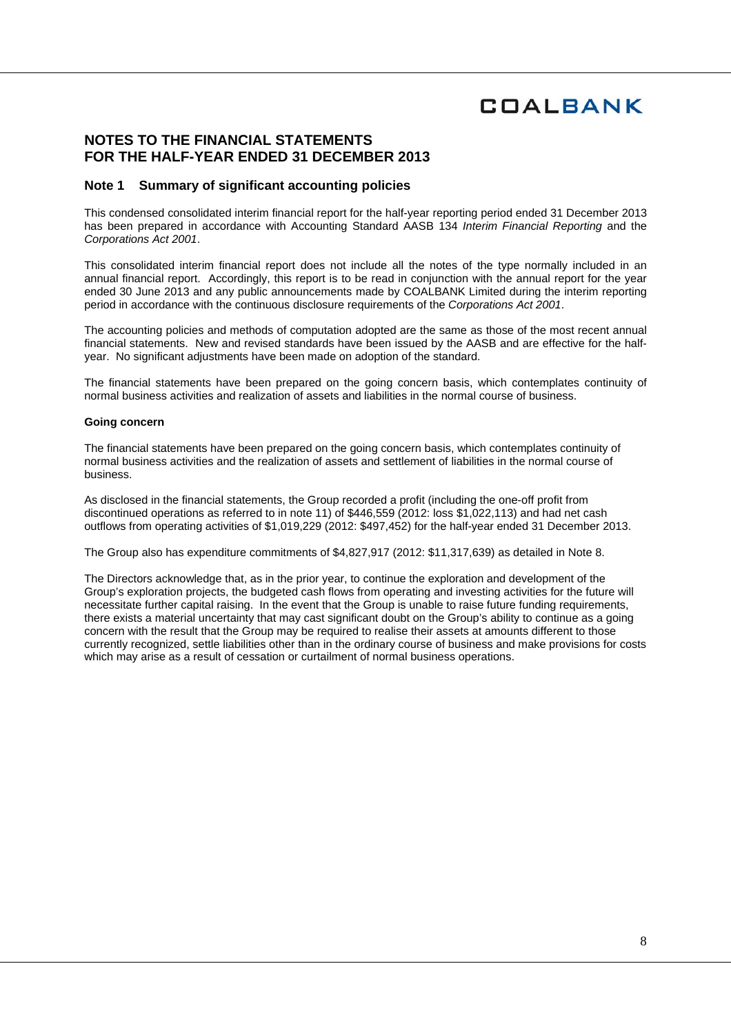# NOTES TO THE FINANCIAL STATEMENTS FOR THE HALF-YEAR ENDED 31 DECEMBER 2013

## Note 1 Summary of significant accounting policies

This condensed consolidated interim financial report for the half-year reporting period ended 31 December 2013 has been prepared in accordance with Accounting Standard AASB 134 *Interim Financial Reporting* and the *Corporations Act 2001*.

This consolidated interim financial report does not include all the notes of the type normally included in an annual financial report. Accordingly, this report is to be read in conjunction with the annual report for the year ended 30 June 2013 and any public announcements made by COALBANK Limited during the interim reporting period in accordance with the continuous disclosure requirements of the *Corporations Act 2001*.

The accounting policies and methods of computation adopted are the same as those of the most recent annual financial statements. New and revised standards have been issued by the AASB and are effective for the half-year. No significant adjustments have been made on adoption of the standard.

The financial statements have been prepared on the going concern basis, which contemplates continuity of normal business activities and realization of assets and liabilities in the normal course of business.

**Going concern**

The financial statements have been prepared on the going concern basis, which contemplates continuity of normal business activities and the realization of assets and settlement of liabilities in the normal course of business.

As disclosed in the financial statements, the Group recorded a profit (including the one-off profit from discontinued operations as referred to in note 11) of $446,559 (2012: loss $1,022,113) and had net cash outflows from operating activities of $1,019,229 (2012: $497,452) for the half-year ended 31 December 2013.

The Group also has expenditure commitments of $4,827,917 (2012: $11,317,639) as detailed in Note 8.

The Directors acknowledge that, as in the prior year, to continue the exploration and development of the Group's exploration projects, the budgeted cash flows from operating and investing activities for the future will necessitate further capital raising. In the event that the Group is unable to raise future funding requirements, there exists a material uncertainty that may cast significant doubt on the Group's ability to continue as a going concern with the result that the Group may be required to realise their assets at amounts different to those currently recognized, settle liabilities other than in the ordinary course of business and make provisions for costs which may arise as a result of cessation or curtailment of normal business operations.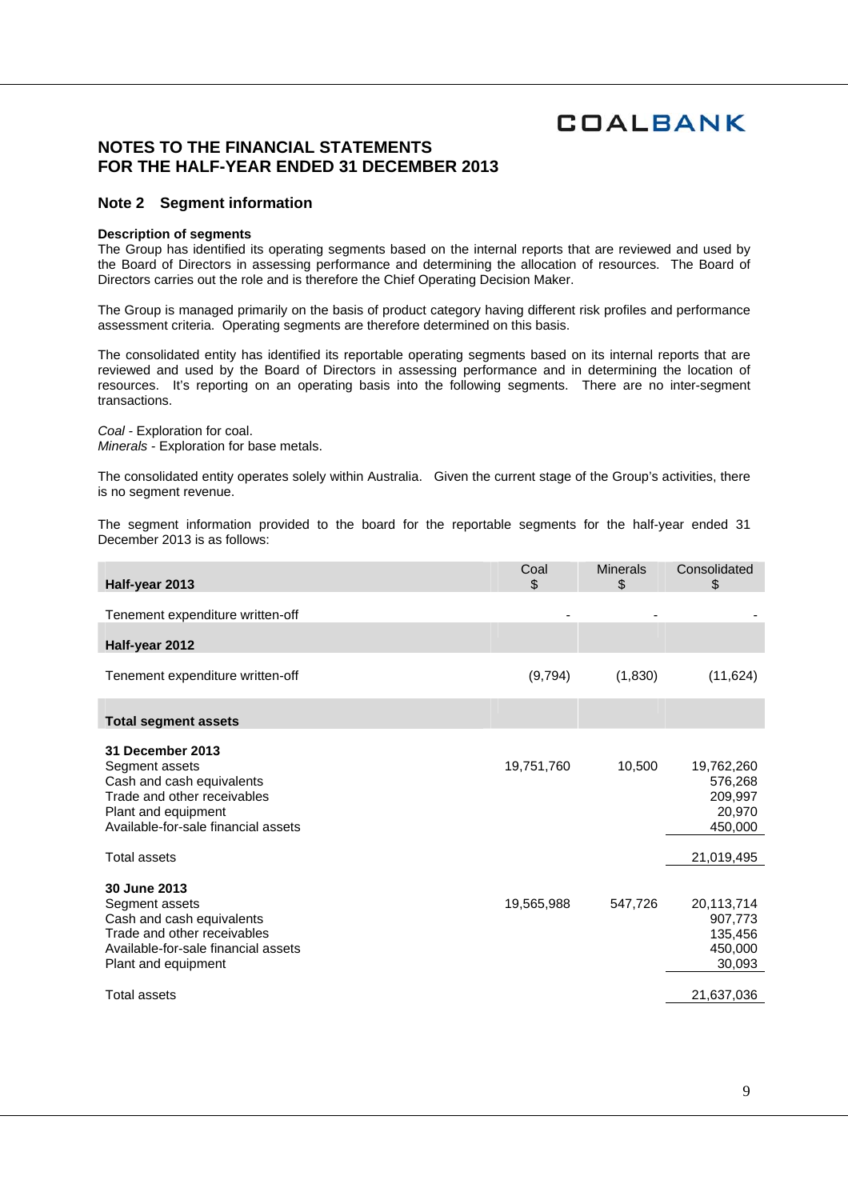# NOTES TO THE FINANCIAL STATEMENTS
# FOR THE HALF-YEAR ENDED 31 DECEMBER 2013

## Note 2 Segment information

**Description of segments**

The Group has identified its operating segments based on the internal reports that are reviewed and used by the Board of Directors in assessing performance and determining the allocation of resources. The Board of Directors carries out the role and is therefore the Chief Operating Decision Maker.

The Group is managed primarily on the basis of product category having different risk profiles and performance assessment criteria. Operating segments are therefore determined on this basis.

The consolidated entity has identified its reportable operating segments based on its internal reports that are reviewed and used by the Board of Directors in assessing performance and in determining the location of resources. It's reporting on an operating basis into the following segments. There are no inter-segment transactions.

*Coal* - Exploration for coal.
*Minerals* - Exploration for base metals.

The consolidated entity operates solely within Australia. Given the current stage of the Group's activities, there is no segment revenue.

The segment information provided to the board for the reportable segments for the half-year ended 31 December 2013 is as follows:

| **Half-year 2013** | Coal $ | Minerals $ | Consolidated $ |
|---|---|---|---|
| Tenement expenditure written-off | - | - | - |
| **Half-year 2012** | | | |
| Tenement expenditure written-off | (9,794) | (1,830) | (11,624) |
| **Total segment assets** | | | |
| **31 December 2013** | | | |
| Segment assets | 19,751,760 | 10,500 | 19,762,260 |
| Cash and cash equivalents | | | 576,268 |
| Trade and other receivables | | | 209,997 |
| Plant and equipment | | | 20,970 |
| Available-for-sale financial assets | | | 450,000 |
| Total assets | | | 21,019,495 |
| **30 June 2013** | | | |
| Segment assets | 19,565,988 | 547,726 | 20,113,714 |
| Cash and cash equivalents | | | 907,773 |
| Trade and other receivables | | | 135,456 |
| Available-for-sale financial assets | | | 450,000 |
| Plant and equipment | | | 30,093 |
| Total assets | | | 21,637,036 |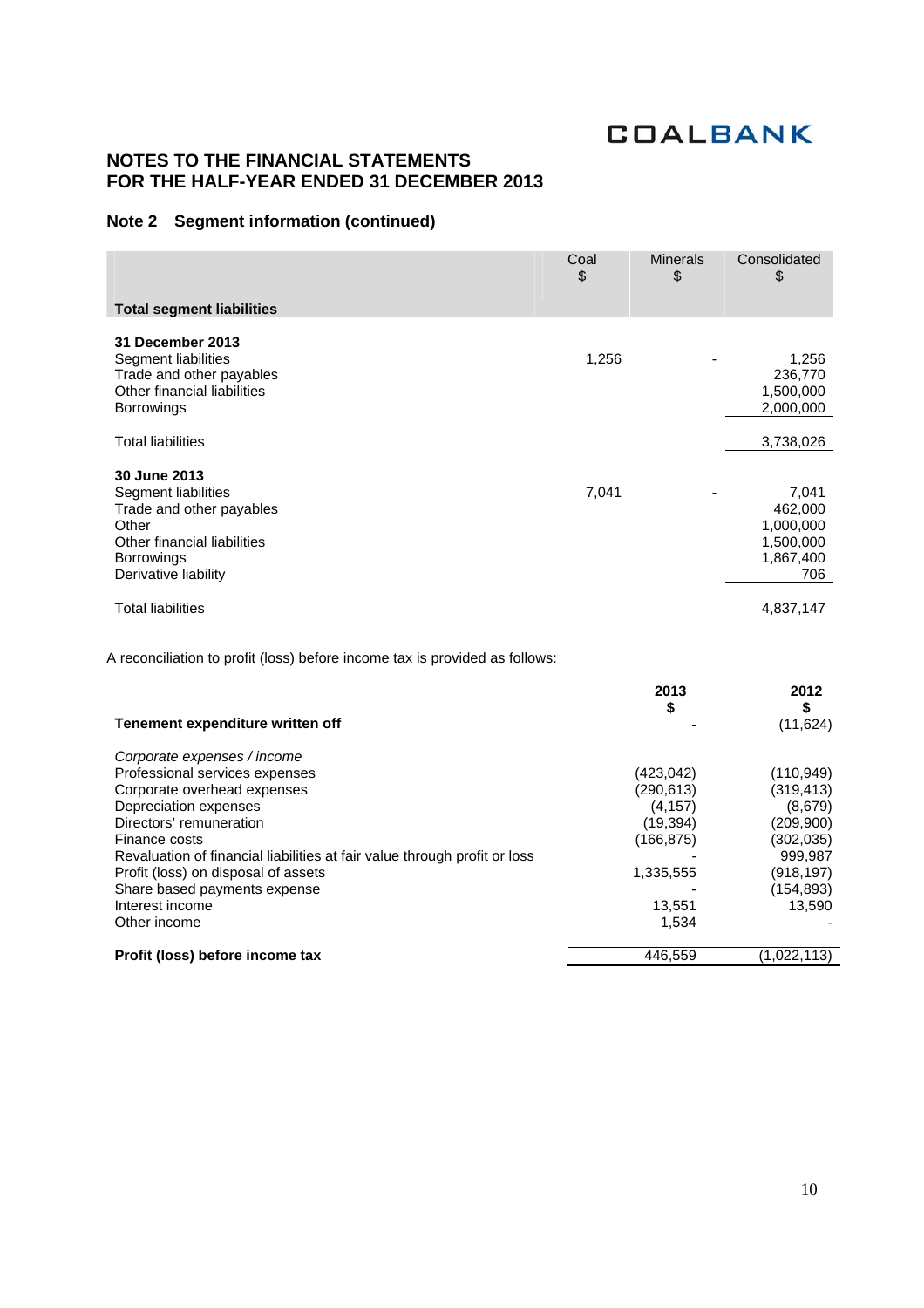## NOTES TO THE FINANCIAL STATEMENTS FOR THE HALF-YEAR ENDED 31 DECEMBER 2013

### Note 2 Segment information (continued)

| | Coal $ | Minerals $ | Consolidated $ |
|---|---|---|---|
| **Total segment liabilities** | | | |
| **31 December 2013** | | | |
| Segment liabilities | 1,256 | - | 1,256 |
| Trade and other payables | | | 236,770 |
| Other financial liabilities | | | 1,500,000 |
| Borrowings | | | 2,000,000 |
| Total liabilities | | | 3,738,026 |
| **30 June 2013** | | | |
| Segment liabilities | 7,041 | - | 7,041 |
| Trade and other payables | | | 462,000 |
| Other | | | 1,000,000 |
| Other financial liabilities | | | 1,500,000 |
| Borrowings | | | 1,867,400 |
| Derivative liability | | | 706 |
| Total liabilities | | | 4,837,147 |

A reconciliation to profit (loss) before income tax is provided as follows:

| | 2013 $ | 2012 $ |
|---|---|---|
| **Tenement expenditure written off** | - | (11,624) |
| *Corporate expenses / income* | | |
| Professional services expenses | (423,042) | (110,949) |
| Corporate overhead expenses | (290,613) | (319,413) |
| Depreciation expenses | (4,157) | (8,679) |
| Directors' remuneration | (19,394) | (209,900) |
| Finance costs | (166,875) | (302,035) |
| Revaluation of financial liabilities at fair value through profit or loss | - | 999,987 |
| Profit (loss) on disposal of assets | 1,335,555 | (918,197) |
| Share based payments expense | - | (154,893) |
| Interest income | 13,551 | 13,590 |
| Other income | 1,534 | - |
| **Profit (loss) before income tax** | 446,559 | (1,022,113) |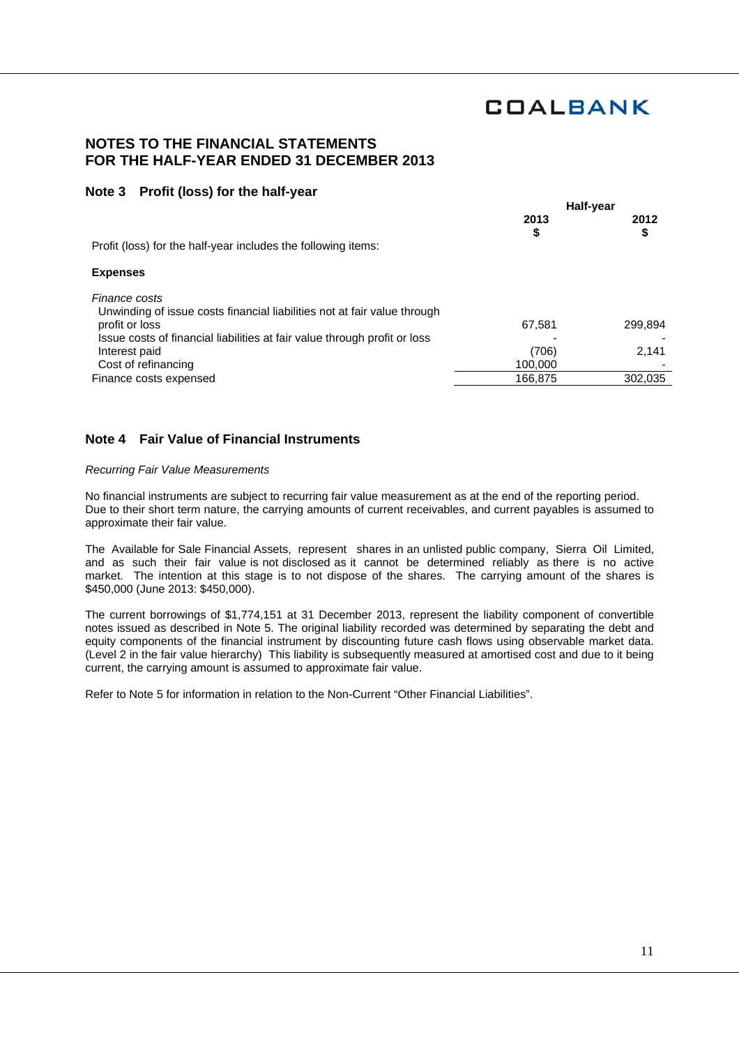## NOTES TO THE FINANCIAL STATEMENTS FOR THE HALF-YEAR ENDED 31 DECEMBER 2013

### Note 3 Profit (loss) for the half-year

| | Half-year | |
|---|---|---|
| | 2013 $ | 2012 $ |
| Profit (loss) for the half-year includes the following items: | | |
| **Expenses** | | |
| *Finance costs* | | |
| Unwinding of issue costs financial liabilities not at fair value through profit or loss | 67,581 | 299,894 |
| Issue costs of financial liabilities at fair value through profit or loss | - | - |
| Interest paid | (706) | 2,141 |
| Cost of refinancing | 100,000 | - |
| Finance costs expensed | 166,875 | 302,035 |

### Note 4 Fair Value of Financial Instruments

*Recurring Fair Value Measurements*

No financial instruments are subject to recurring fair value measurement as at the end of the reporting period. Due to their short term nature, the carrying amounts of current receivables, and current payables is assumed to approximate their fair value.

The Available for Sale Financial Assets, represent shares in an unlisted public company, Sierra Oil Limited, and as such their fair value is not disclosed as it cannot be determined reliably as there is no active market. The intention at this stage is to not dispose of the shares. The carrying amount of the shares is $450,000 (June 2013: $450,000).

The current borrowings of $1,774,151 at 31 December 2013, represent the liability component of convertible notes issued as described in Note 5. The original liability recorded was determined by separating the debt and equity components of the financial instrument by discounting future cash flows using observable market data. (Level 2 in the fair value hierarchy) This liability is subsequently measured at amortised cost and due to it being current, the carrying amount is assumed to approximate fair value.

Refer to Note 5 for information in relation to the Non-Current "Other Financial Liabilities".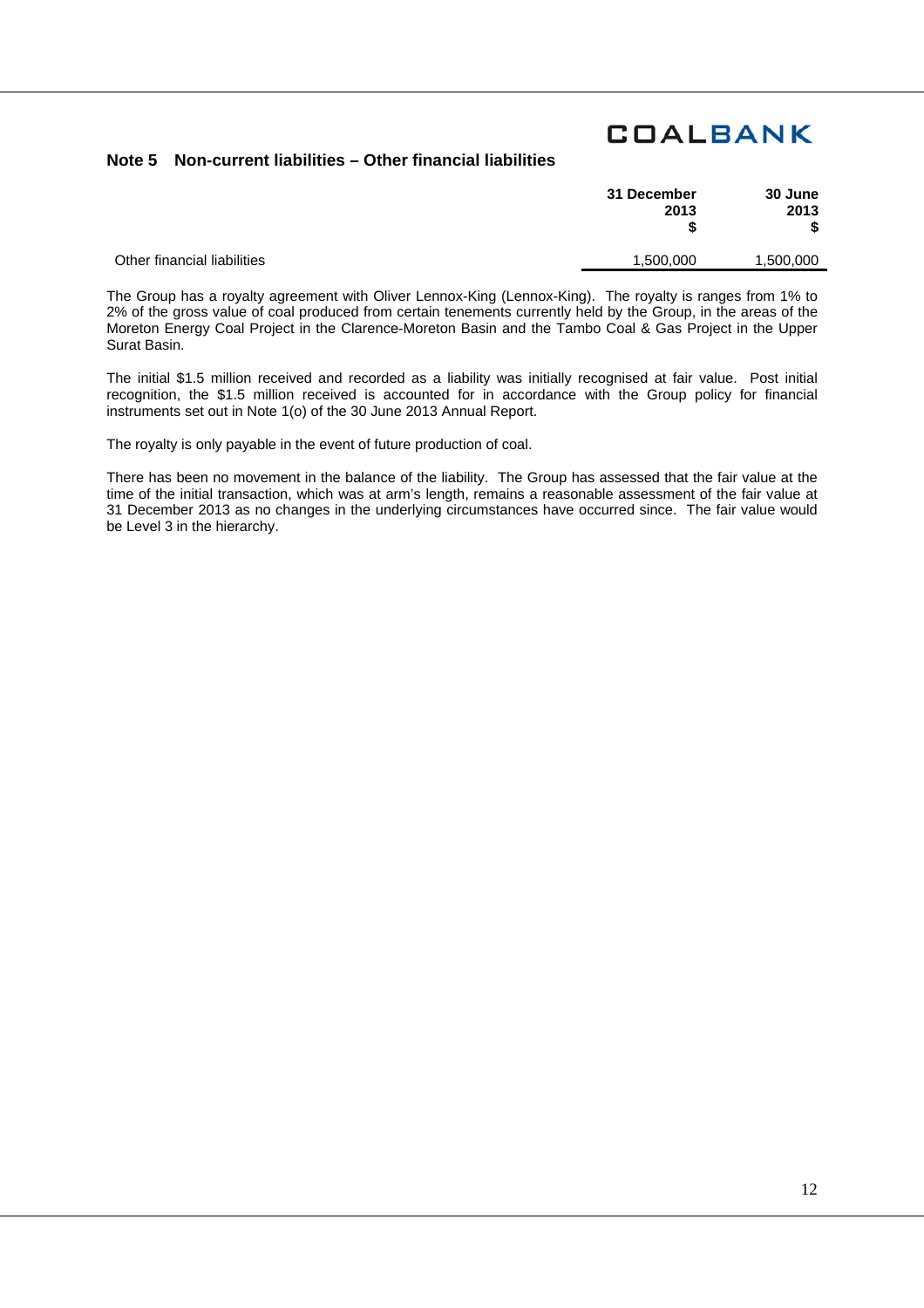## Note 5 Non-current liabilities – Other financial liabilities

| | 31 December 2013 $ | 30 June 2013 $ |
|---|---|---|
| Other financial liabilities | 1,500,000 | 1,500,000 |

The Group has a royalty agreement with Oliver Lennox-King (Lennox-King). The royalty is ranges from 1% to 2% of the gross value of coal produced from certain tenements currently held by the Group, in the areas of the Moreton Energy Coal Project in the Clarence-Moreton Basin and the Tambo Coal & Gas Project in the Upper Surat Basin.

The initial $1.5 million received and recorded as a liability was initially recognised at fair value. Post initial recognition, the $1.5 million received is accounted for in accordance with the Group policy for financial instruments set out in Note 1(o) of the 30 June 2013 Annual Report.

The royalty is only payable in the event of future production of coal.

There has been no movement in the balance of the liability. The Group has assessed that the fair value at the time of the initial transaction, which was at arm's length, remains a reasonable assessment of the fair value at 31 December 2013 as no changes in the underlying circumstances have occurred since. The fair value would be Level 3 in the hierarchy.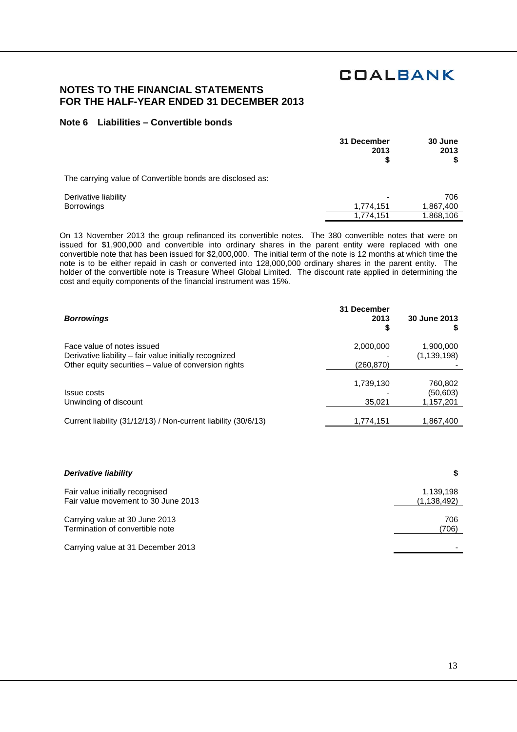## NOTES TO THE FINANCIAL STATEMENTS FOR THE HALF-YEAR ENDED 31 DECEMBER 2013

### Note 6 Liabilities – Convertible bonds

| | 31 December 2013 $ | 30 June 2013 $ |
|---|---|---|
| The carrying value of Convertible bonds are disclosed as: | | |
| Derivative liability | - | 706 |
| Borrowings | 1,774,151 | 1,867,400 |
| | 1,774,151 | 1,868,106 |

On 13 November 2013 the group refinanced its convertible notes. The 380 convertible notes that were on issued for $1,900,000 and convertible into ordinary shares in the parent entity were replaced with one convertible note that has been issued for $2,000,000. The initial term of the note is 12 months at which time the note is to be either repaid in cash or converted into 128,000,000 ordinary shares in the parent entity. The holder of the convertible note is Treasure Wheel Global Limited. The discount rate applied in determining the cost and equity components of the financial instrument was 15%.

| ***Borrowings*** | 31 December 2013 $ | 30 June 2013 $ |
|---|---|---|
| Face value of notes issued | 2,000,000 | 1,900,000 |
| Derivative liability – fair value initially recognized | - | (1,139,198) |
| Other equity securities – value of conversion rights | (260,870) | - |
| | 1,739,130 | 760,802 |
| Issue costs | - | (50,603) |
| Unwinding of discount | 35,021 | 1,157,201 |
| Current liability (31/12/13) / Non-current liability (30/6/13) | 1,774,151 | 1,867,400 |

| ***Derivative liability*** | $ |
|---|---|
| Fair value initially recognised | 1,139,198 |
| Fair value movement to 30 June 2013 | (1,138,492) |
| Carrying value at 30 June 2013 | 706 |
| Termination of convertible note | (706) |
| Carrying value at 31 December 2013 | - |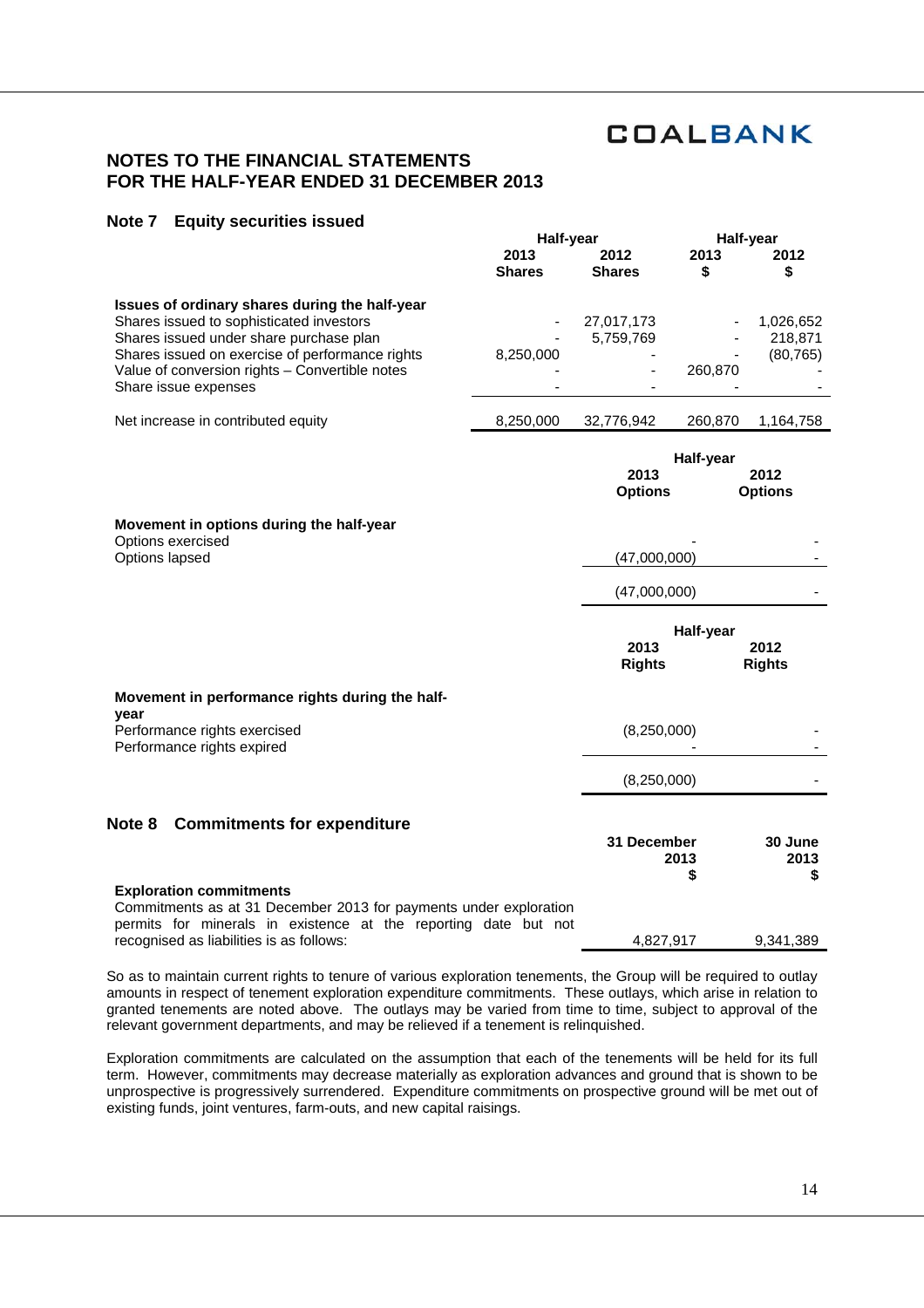## NOTES TO THE FINANCIAL STATEMENTS FOR THE HALF-YEAR ENDED 31 DECEMBER 2013

### Note 7 Equity securities issued

| | Half-year | | Half-year | |
|---|---|---|---|---|
| | 2013 Shares | 2012 Shares | 2013 $ | 2012 $ |
| **Issues of ordinary shares during the half-year** | | | | |
| Shares issued to sophisticated investors | - | 27,017,173 | - | 1,026,652 |
| Shares issued under share purchase plan | - | 5,759,769 | - | 218,871 |
| Shares issued on exercise of performance rights | 8,250,000 | - | - | (80,765) |
| Value of conversion rights – Convertible notes | - | - | 260,870 | - |
| Share issue expenses | - | - | - | - |
| Net increase in contributed equity | 8,250,000 | 32,776,942 | 260,870 | 1,164,758 |

| | Half-year | |
|---|---|---|
| | 2013 Options | 2012 Options |
| **Movement in options during the half-year** | | |
| Options exercised | - | - |
| Options lapsed | (47,000,000) | - |
| | (47,000,000) | - |

| | Half-year | |
|---|---|---|
| | 2013 Rights | 2012 Rights |
| **Movement in performance rights during the half-year** | | |
| Performance rights exercised | (8,250,000) | - |
| Performance rights expired | - | - |
| | (8,250,000) | - |

### Note 8 Commitments for expenditure

| | 31 December 2013 $ | 30 June 2013 $ |
|---|---|---|
| **Exploration commitments** | | |
| Commitments as at 31 December 2013 for payments under exploration permits for minerals in existence at the reporting date but not recognised as liabilities is as follows: | 4,827,917 | 9,341,389 |

So as to maintain current rights to tenure of various exploration tenements, the Group will be required to outlay amounts in respect of tenement exploration expenditure commitments. These outlays, which arise in relation to granted tenements are noted above. The outlays may be varied from time to time, subject to approval of the relevant government departments, and may be relieved if a tenement is relinquished.

Exploration commitments are calculated on the assumption that each of the tenements will be held for its full term. However, commitments may decrease materially as exploration advances and ground that is shown to be unprospective is progressively surrendered. Expenditure commitments on prospective ground will be met out of existing funds, joint ventures, farm-outs, and new capital raisings.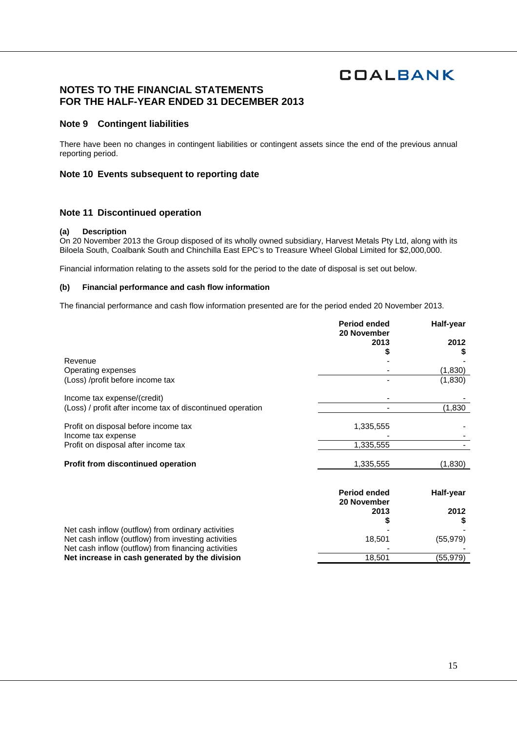# NOTES TO THE FINANCIAL STATEMENTS FOR THE HALF-YEAR ENDED 31 DECEMBER 2013

## Note 9 Contingent liabilities

There have been no changes in contingent liabilities or contingent assets since the end of the previous annual reporting period.

## Note 10 Events subsequent to reporting date

## Note 11 Discontinued operation

#### (a) Description

On 20 November 2013 the Group disposed of its wholly owned subsidiary, Harvest Metals Pty Ltd, along with its Biloela South, Coalbank South and Chinchilla East EPC's to Treasure Wheel Global Limited for $2,000,000.

Financial information relating to the assets sold for the period to the date of disposal is set out below.

#### (b) Financial performance and cash flow information

The financial performance and cash flow information presented are for the period ended 20 November 2013.

| | Period ended 20 November 2013 $ | Half-year 2012 $ |
|---|---|---|
| Revenue | - | - |
| Operating expenses | - | (1,830) |
| (Loss) /profit before income tax | - | (1,830) |
| Income tax expense/(credit) | - | - |
| (Loss) / profit after income tax of discontinued operation | - | (1,830 |
| Profit on disposal before income tax | 1,335,555 | - |
| Income tax expense | - | - |
| Profit on disposal after income tax | 1,335,555 | - |
| **Profit from discontinued operation** | 1,335,555 | (1,830) |

| | Period ended 20 November 2013 $ | Half-year 2012 $ |
|---|---|---|
| Net cash inflow (outflow) from ordinary activities | - | - |
| Net cash inflow (outflow) from investing activities | 18,501 | (55,979) |
| Net cash inflow (outflow) from financing activities | - | - |
| **Net increase in cash generated by the division** | 18,501 | (55,979) |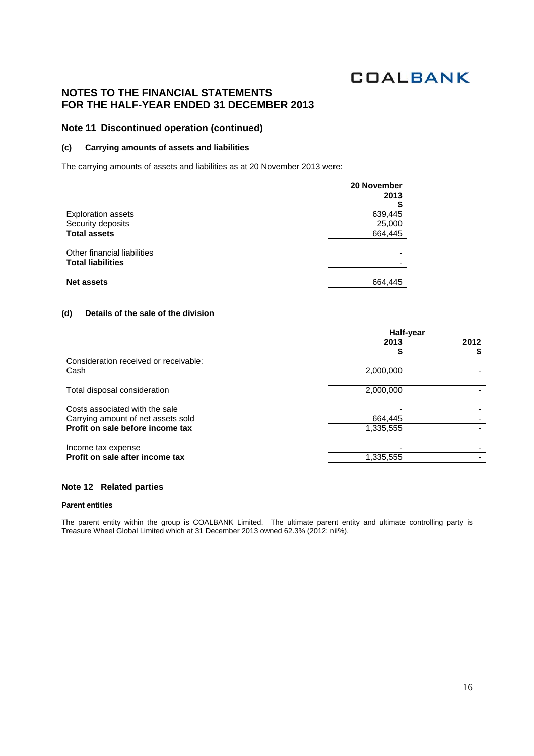# NOTES TO THE FINANCIAL STATEMENTS
# FOR THE HALF-YEAR ENDED 31 DECEMBER 2013

## Note 11 Discontinued operation (continued)

### (c) Carrying amounts of assets and liabilities

The carrying amounts of assets and liabilities as at 20 November 2013 were:

| | 20 November 2013 $ |
|---|---|
| Exploration assets | 639,445 |
| Security deposits | 25,000 |
| **Total assets** | 664,445 |
| | |
| Other financial liabilities | - |
| **Total liabilities** | - |
| | |
| **Net assets** | 664,445 |

### (d) Details of the sale of the division

| | Half-year | |
|---|---|---|
| | 2013 $ | 2012 $ |
| Consideration received or receivable: | | |
| Cash | 2,000,000 | - |
| | | |
| Total disposal consideration | 2,000,000 | - |
| | | |
| Costs associated with the sale | - | - |
| Carrying amount of net assets sold | 664,445 | - |
| **Profit on sale before income tax** | 1,335,555 | - |
| | | |
| Income tax expense | - | - |
| **Profit on sale after income tax** | 1,335,555 | - |

## Note 12 Related parties

#### Parent entities

The parent entity within the group is COALBANK Limited. The ultimate parent entity and ultimate controlling party is Treasure Wheel Global Limited which at 31 December 2013 owned 62.3% (2012: nil%).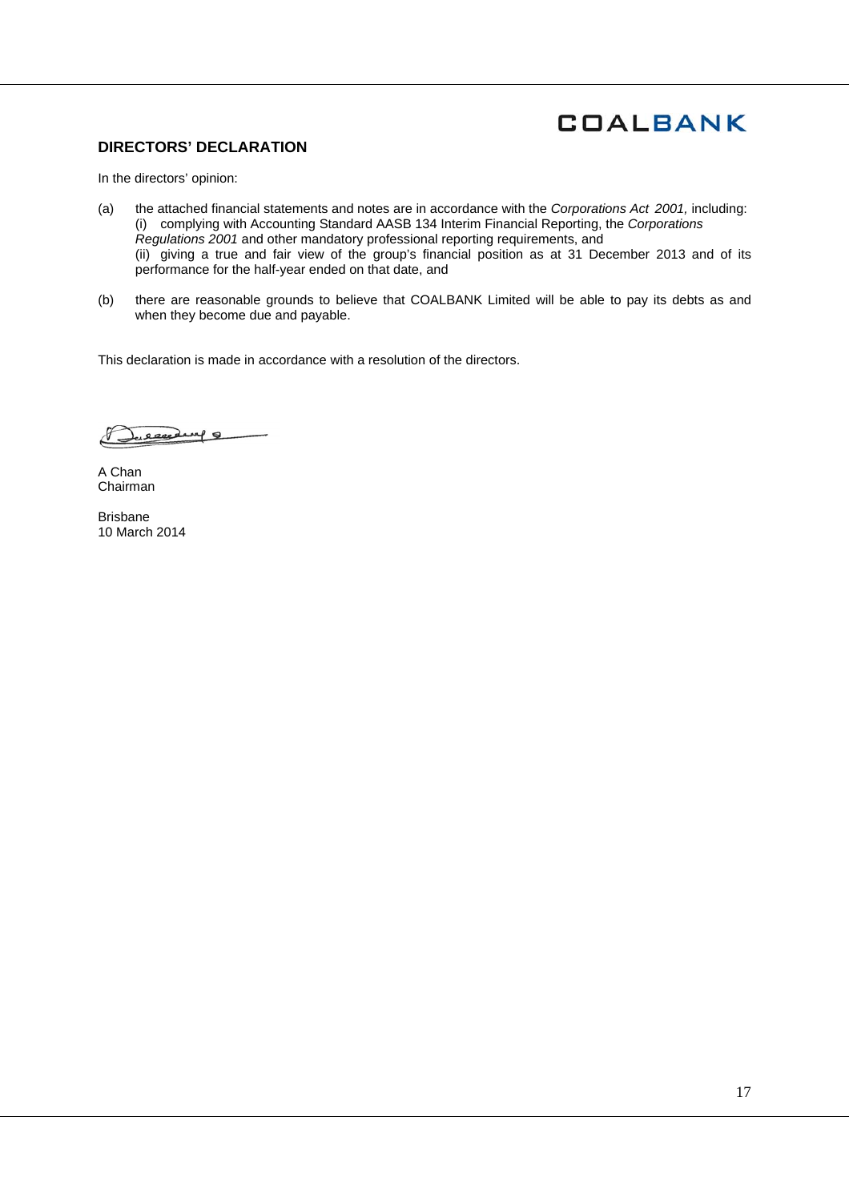## DIRECTORS' DECLARATION

In the directors' opinion:

(a) the attached financial statements and notes are in accordance with the *Corporations Act 2001,* including:
   (i) complying with Accounting Standard AASB 134 Interim Financial Reporting, the *Corporations Regulations 2001* and other mandatory professional reporting requirements, and
   (ii) giving a true and fair view of the group's financial position as at 31 December 2013 and of its performance for the half-year ended on that date, and

(b) there are reasonable grounds to believe that COALBANK Limited will be able to pay its debts as and when they become due and payable.

This declaration is made in accordance with a resolution of the directors.

A Chan
Chairman

Brisbane
10 March 2014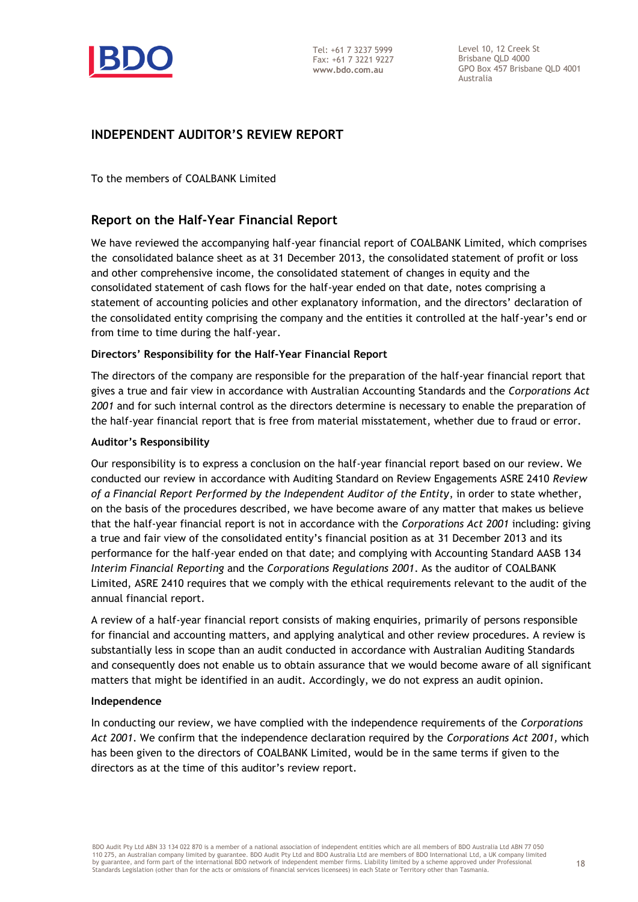# INDEPENDENT AUDITOR'S REVIEW REPORT

To the members of COALBANK Limited

## Report on the Half-Year Financial Report

We have reviewed the accompanying half-year financial report of COALBANK Limited, which comprises the consolidated balance sheet as at 31 December 2013, the consolidated statement of profit or loss and other comprehensive income, the consolidated statement of changes in equity and the consolidated statement of cash flows for the half-year ended on that date, notes comprising a statement of accounting policies and other explanatory information, and the directors' declaration of the consolidated entity comprising the company and the entities it controlled at the half-year's end or from time to time during the half-year.

### Directors' Responsibility for the Half-Year Financial Report

The directors of the company are responsible for the preparation of the half-year financial report that gives a true and fair view in accordance with Australian Accounting Standards and the *Corporations Act 2001* and for such internal control as the directors determine is necessary to enable the preparation of the half-year financial report that is free from material misstatement, whether due to fraud or error.

### Auditor's Responsibility

Our responsibility is to express a conclusion on the half-year financial report based on our review. We conducted our review in accordance with Auditing Standard on Review Engagements ASRE 2410 *Review of a Financial Report Performed by the Independent Auditor of the Entity*, in order to state whether, on the basis of the procedures described, we have become aware of any matter that makes us believe that the half-year financial report is not in accordance with the *Corporations Act 2001* including: giving a true and fair view of the consolidated entity's financial position as at 31 December 2013 and its performance for the half-year ended on that date; and complying with Accounting Standard AASB 134 *Interim Financial Reporting* and the *Corporations Regulations 2001*. As the auditor of COALBANK Limited, ASRE 2410 requires that we comply with the ethical requirements relevant to the audit of the annual financial report.

A review of a half-year financial report consists of making enquiries, primarily of persons responsible for financial and accounting matters, and applying analytical and other review procedures. A review is substantially less in scope than an audit conducted in accordance with Australian Auditing Standards and consequently does not enable us to obtain assurance that we would become aware of all significant matters that might be identified in an audit. Accordingly, we do not express an audit opinion.

### Independence

In conducting our review, we have complied with the independence requirements of the *Corporations Act 2001*. We confirm that the independence declaration required by the *Corporations Act 2001*, which has been given to the directors of COALBANK Limited, would be in the same terms if given to the directors as at the time of this auditor's review report.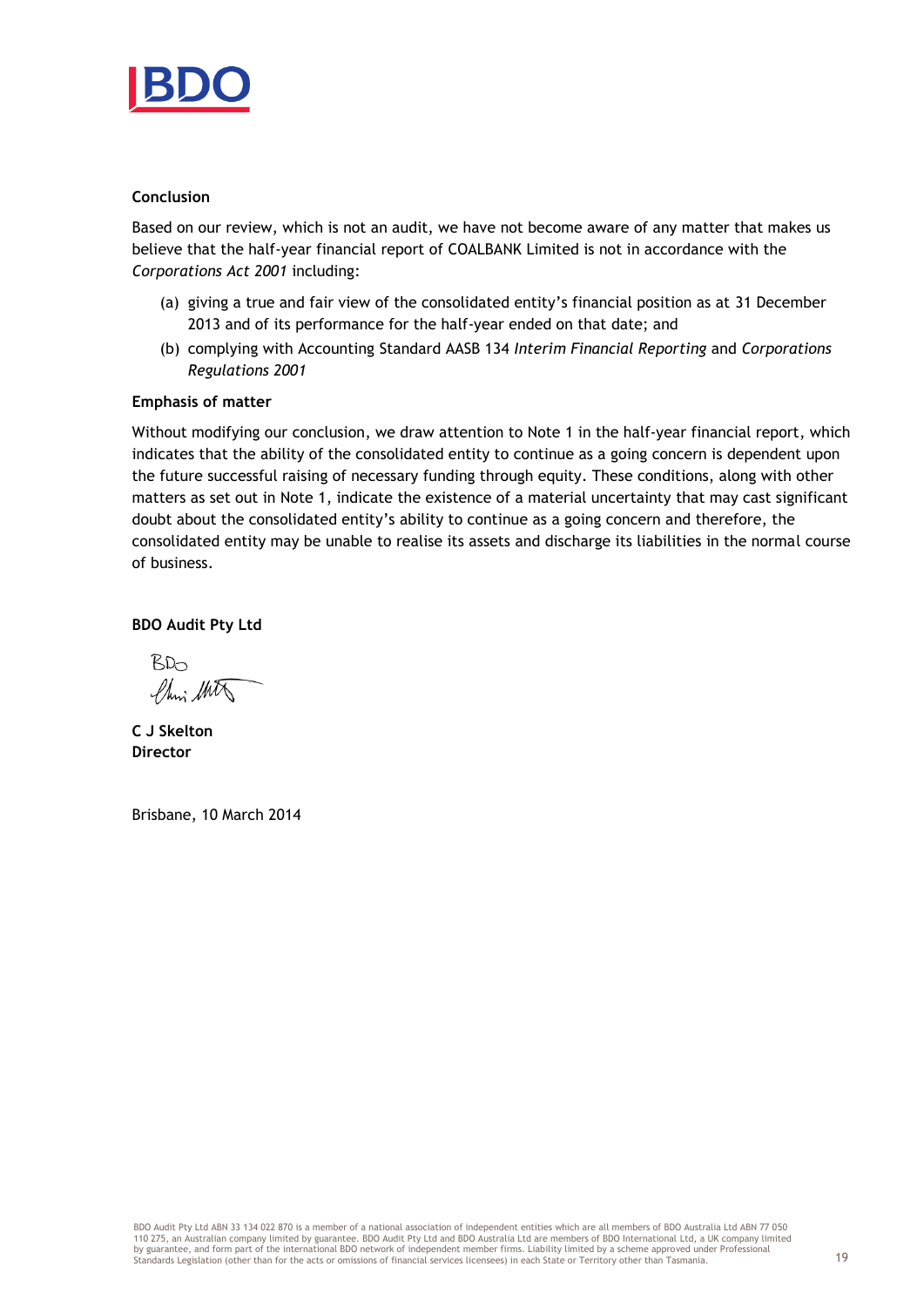**Conclusion**

Based on our review, which is not an audit, we have not become aware of any matter that makes us believe that the half-year financial report of COALBANK Limited is not in accordance with the *Corporations Act 2001* including:

(a) giving a true and fair view of the consolidated entity's financial position as at 31 December 2013 and of its performance for the half-year ended on that date; and

(b) complying with Accounting Standard AASB 134 *Interim Financial Reporting* and *Corporations Regulations 2001*

**Emphasis of matter**

Without modifying our conclusion, we draw attention to Note 1 in the half-year financial report, which indicates that the ability of the consolidated entity to continue as a going concern is dependent upon the future successful raising of necessary funding through equity. These conditions, along with other matters as set out in Note 1, indicate the existence of a material uncertainty that may cast significant doubt about the consolidated entity's ability to continue as a going concern and therefore, the consolidated entity may be unable to realise its assets and discharge its liabilities in the normal course of business.

**BDO Audit Pty Ltd**

BDO

**C J Skelton**
**Director**

Brisbane, 10 March 2014

BDO Audit Pty Ltd ABN 33 134 022 870 is a member of a national association of independent entities which are all members of BDO Australia Ltd ABN 77 050 110 275, an Australian company limited by guarantee. BDO Audit Pty Ltd and BDO Australia Ltd are members of BDO International Ltd, a UK company limited by guarantee, and form part of the international BDO network of independent member firms. Liability limited by a scheme approved under Professional Standards Legislation (other than for the acts or omissions of financial services licensees) in each State or Territory other than Tasmania.